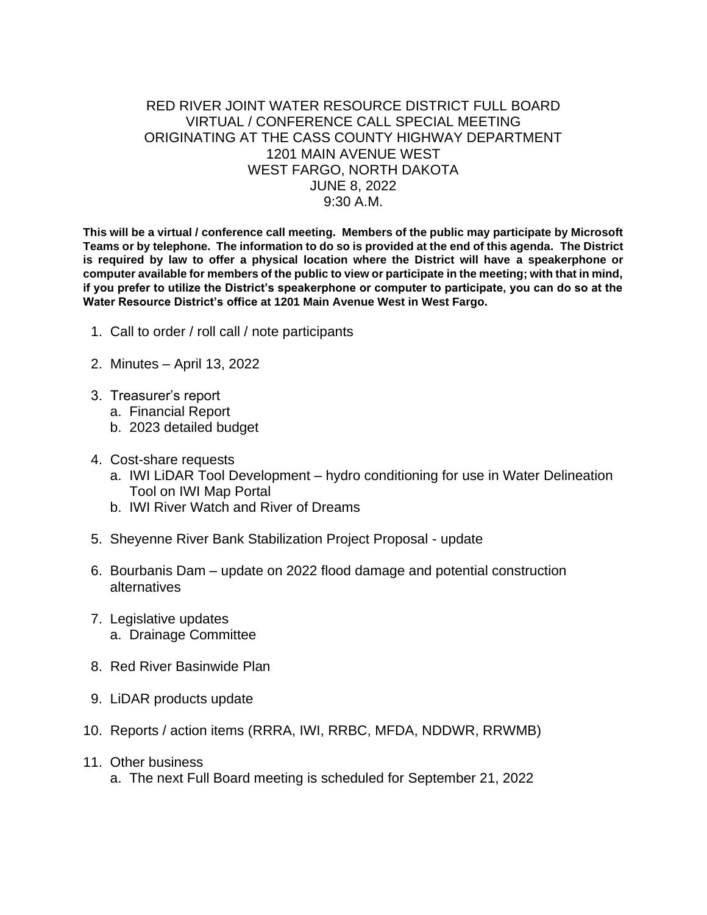# RED RIVER JOINT WATER RESOURCE DISTRICT FULL BOARD
## VIRTUAL / CONFERENCE CALL SPECIAL MEETING
## ORIGINATING AT THE CASS COUNTY HIGHWAY DEPARTMENT
## 1201 MAIN AVENUE WEST
## WEST FARGO, NORTH DAKOTA
## JUNE 8, 2022
## 9:30 A.M.

**This will be a virtual / conference call meeting. Members of the public may participate by Microsoft Teams or by telephone. The information to do so is provided at the end of this agenda. The District is required by law to offer a physical location where the District will have a speakerphone or computer available for members of the public to view or participate in the meeting; with that in mind, if you prefer to utilize the District's speakerphone or computer to participate, you can do so at the Water Resource District's office at 1201 Main Avenue West in West Fargo.**

1. Call to order / roll call / note participants

2. Minutes – April 13, 2022

3. Treasurer's report
   a. Financial Report
   b. 2023 detailed budget

4. Cost-share requests
   a. IWI LiDAR Tool Development – hydro conditioning for use in Water Delineation Tool on IWI Map Portal
   b. IWI River Watch and River of Dreams

5. Sheyenne River Bank Stabilization Project Proposal - update

6. Bourbanis Dam – update on 2022 flood damage and potential construction alternatives

7. Legislative updates
   a. Drainage Committee

8. Red River Basinwide Plan

9. LiDAR products update

10. Reports / action items (RRRA, IWI, RRBC, MFDA, NDDWR, RRWMB)

11. Other business
    a. The next Full Board meeting is scheduled for September 21, 2022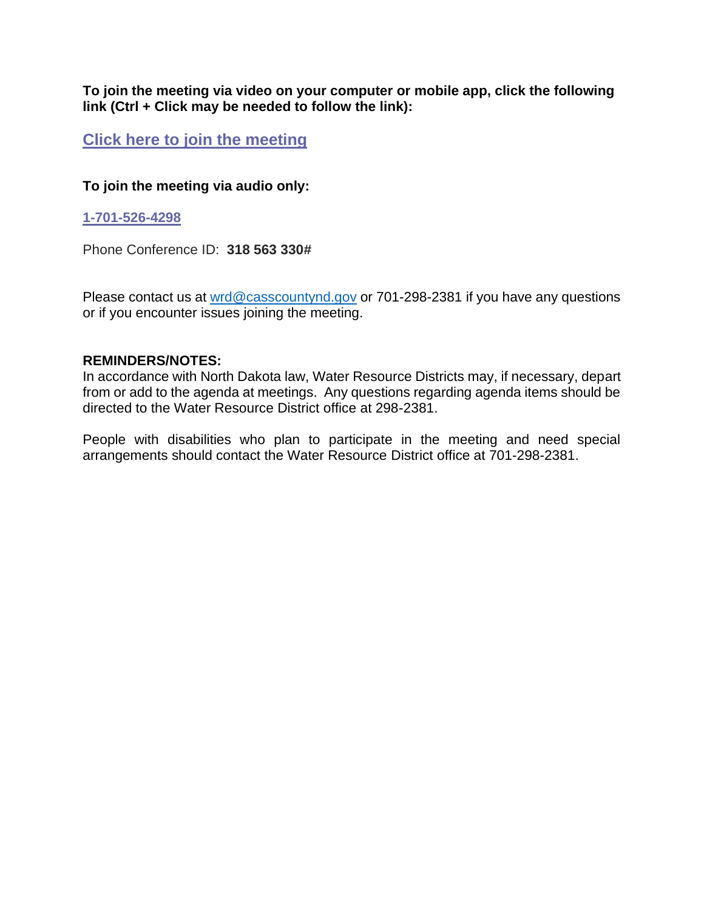**To join the meeting via video on your computer or mobile app, click the following link (Ctrl + Click may be needed to follow the link):**

**Click here to join the meeting**

**To join the meeting via audio only:**

**1-701-526-4298**

Phone Conference ID: **318 563 330#**

Please contact us at wrd@casscountynd.gov or 701-298-2381 if you have any questions or if you encounter issues joining the meeting.

**REMINDERS/NOTES:**
In accordance with North Dakota law, Water Resource Districts may, if necessary, depart from or add to the agenda at meetings. Any questions regarding agenda items should be directed to the Water Resource District office at 298-2381.

People with disabilities who plan to participate in the meeting and need special arrangements should contact the Water Resource District office at 701-298-2381.